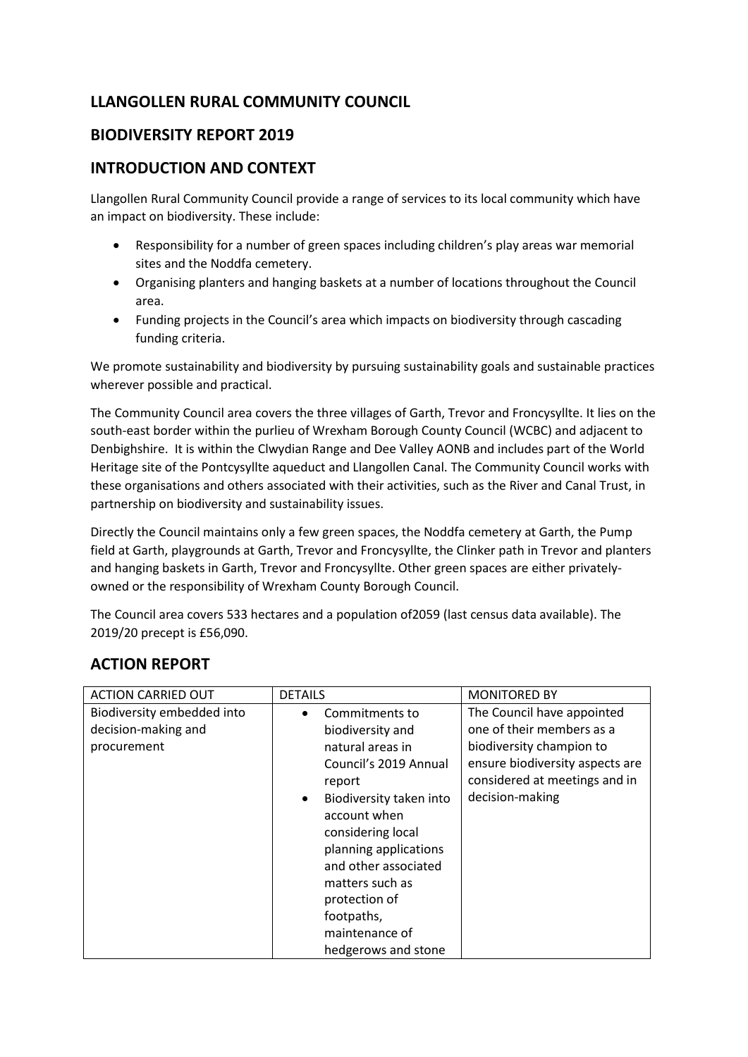## LLANGOLLEN RURAL COMMUNITY COUNCIL

## BIODIVERSITY REPORT 2019

# INTRODUCTION AND CONTEXT

Llangollen Rural Community Council provide a range of services to its local community which have an impact on biodiversity. These include:

- Responsibility for a number of green spaces including children's play areas war memorial sites and the Noddfa cemetery.
- Organising planters and hanging baskets at a number of locations throughout the Council area.
- Funding projects in the Council's area which impacts on biodiversity through cascading funding criteria.

We promote sustainability and biodiversity by pursuing sustainability goals and sustainable practices wherever possible and practical.

The Community Council area covers the three villages of Garth, Trevor and Froncysyllte. It lies on the south-east border within the purlieu of Wrexham Borough County Council (WCBC) and adjacent to Denbighshire. It is within the Clwydian Range and Dee Valley AONB and includes part of the World Heritage site of the Pontcysyllte aqueduct and Llangollen Canal. The Community Council works with these organisations and others associated with their activities, such as the River and Canal Trust, in partnership on biodiversity and sustainability issues.

Directly the Council maintains only a few green spaces, the Noddfa cemetery at Garth, the Pump field at Garth, playgrounds at Garth, Trevor and Froncysyllte, the Clinker path in Trevor and planters and hanging baskets in Garth, Trevor and Froncysyllte. Other green spaces are either privately-owned or the responsibility of Wrexham County Borough Council.

The Council area covers 533 hectares and a population of2059 (last census data available). The 2019/20 precept is £56,090.

# ACTION REPORT

| ACTION CARRIED OUT | DETAILS | MONITORED BY |
|---|---|---|
| Biodiversity embedded into decision-making and procurement | • Commitments to biodiversity and natural areas in Council's 2019 Annual report<br>• Biodiversity taken into account when considering local planning applications and other associated matters such as protection of footpaths, maintenance of hedgerows and stone | The Council have appointed one of their members as a biodiversity champion to ensure biodiversity aspects are considered at meetings and in decision-making |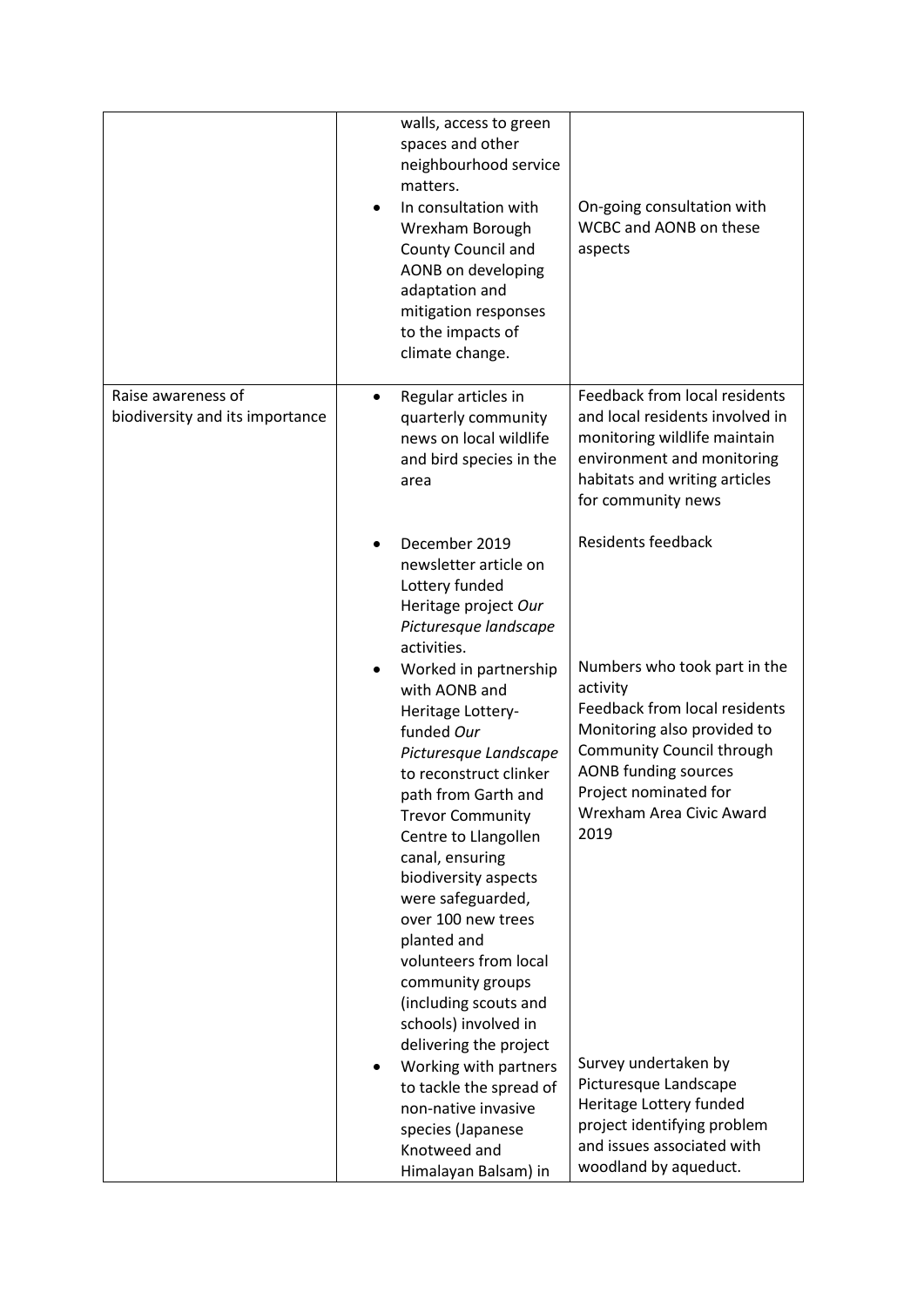| | | |
|---|---|---|
| | walls, access to green spaces and other neighbourhood service matters.<br>• In consultation with Wrexham Borough County Council and AONB on developing adaptation and mitigation responses to the impacts of climate change. | On-going consultation with WCBC and AONB on these aspects |
| Raise awareness of biodiversity and its importance | • Regular articles in quarterly community news on local wildlife and bird species in the area | Feedback from local residents and local residents involved in monitoring wildlife maintain environment and monitoring habitats and writing articles for community news |
| | • December 2019 newsletter article on Lottery funded Heritage project *Our Picturesque landscape* activities. | Residents feedback |
| | • Worked in partnership with AONB and Heritage Lottery-funded *Our Picturesque Landscape* to reconstruct clinker path from Garth and Trevor Community Centre to Llangollen canal, ensuring biodiversity aspects were safeguarded, over 100 new trees planted and volunteers from local community groups (including scouts and schools) involved in delivering the project | Numbers who took part in the activity<br>Feedback from local residents<br>Monitoring also provided to Community Council through AONB funding sources<br>Project nominated for Wrexham Area Civic Award 2019 |
| | • Working with partners to tackle the spread of non-native invasive species (Japanese Knotweed and Himalayan Balsam) in | Survey undertaken by Picturesque Landscape Heritage Lottery funded project identifying problem and issues associated with woodland by aqueduct. |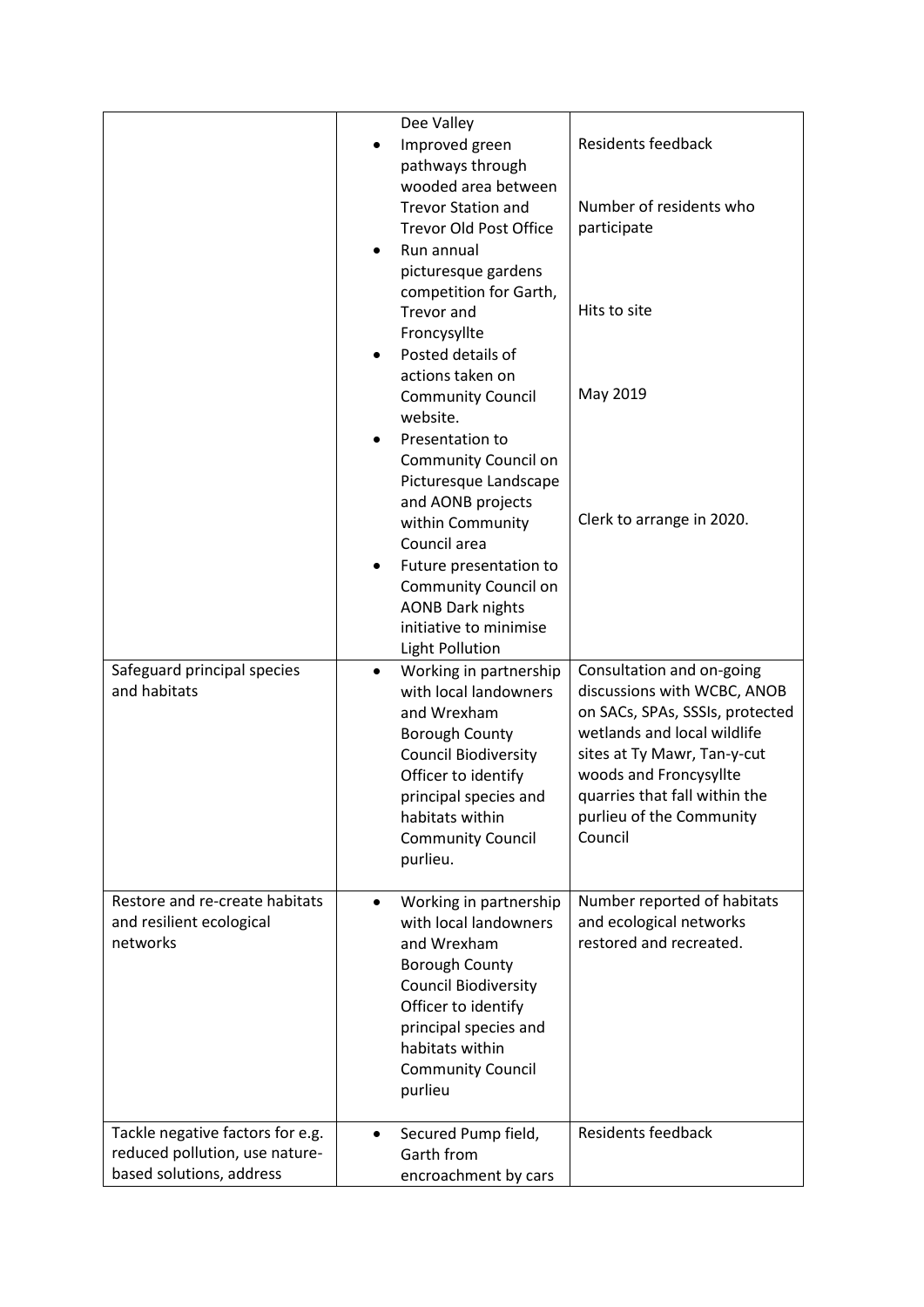| | | |
|---|---|---|
| | Dee Valley<br>• Improved green pathways through wooded area between Trevor Station and Trevor Old Post Office<br>• Run annual picturesque gardens competition for Garth, Trevor and Froncysyllte<br>• Posted details of actions taken on Community Council website.<br>• Presentation to Community Council on Picturesque Landscape and AONB projects within Community Council area<br>• Future presentation to Community Council on AONB Dark nights initiative to minimise Light Pollution | Residents feedback<br><br>Number of residents who participate<br><br>Hits to site<br><br>May 2019<br><br>Clerk to arrange in 2020. |
| Safeguard principal species and habitats | • Working in partnership with local landowners and Wrexham Borough County Council Biodiversity Officer to identify principal species and habitats within Community Council purlieu. | Consultation and on-going discussions with WCBC, ANOB on SACs, SPAs, SSSIs, protected wetlands and local wildlife sites at Ty Mawr, Tan-y-cut woods and Froncysyllte quarries that fall within the purlieu of the Community Council |
| Restore and re-create habitats and resilient ecological networks | • Working in partnership with local landowners and Wrexham Borough County Council Biodiversity Officer to identify principal species and habitats within Community Council purlieu | Number reported of habitats and ecological networks restored and recreated. |
| Tackle negative factors for e.g. reduced pollution, use nature-based solutions, address | • Secured Pump field, Garth from encroachment by cars | Residents feedback |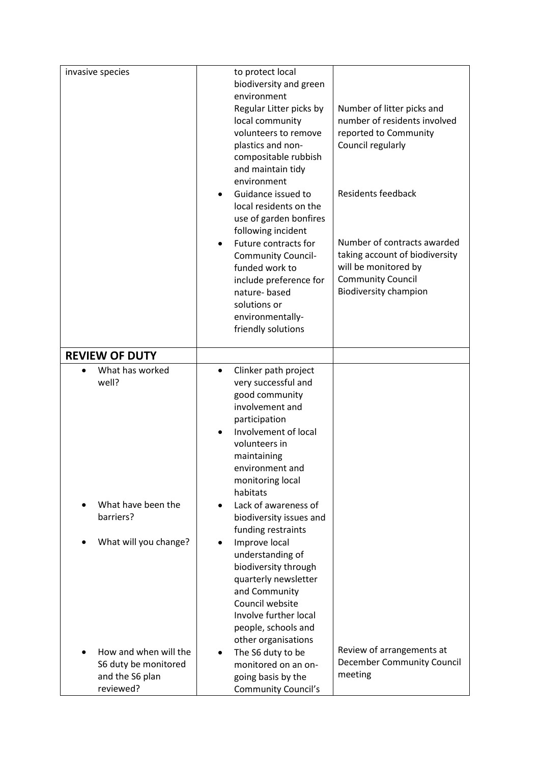| | | |
|---|---|---|
| invasive species | to protect local biodiversity and green environment<br>Regular Litter picks by local community volunteers to remove plastics and non-compositable rubbish and maintain tidy environment<br>• Guidance issued to local residents on the use of garden bonfires following incident<br>• Future contracts for Community Council-funded work to include preference for nature- based solutions or environmentally-friendly solutions | Number of litter picks and number of residents involved reported to Community Council regularly<br><br>Residents feedback<br><br>Number of contracts awarded taking account of biodiversity will be monitored by Community Council Biodiversity champion |
| **REVIEW OF DUTY** | | |
| • What has worked well?<br><br>• What have been the barriers?<br><br>• What will you change?<br><br>• How and when will the S6 duty be monitored and the S6 plan reviewed? | • Clinker path project very successful and good community involvement and participation<br>• Involvement of local volunteers in maintaining environment and monitoring local habitats<br>• Lack of awareness of biodiversity issues and funding restraints<br>• Improve local understanding of biodiversity through quarterly newsletter and Community Council website<br>Involve further local people, schools and other organisations<br>• The S6 duty to be monitored on an on-going basis by the Community Council's | Review of arrangements at December Community Council meeting |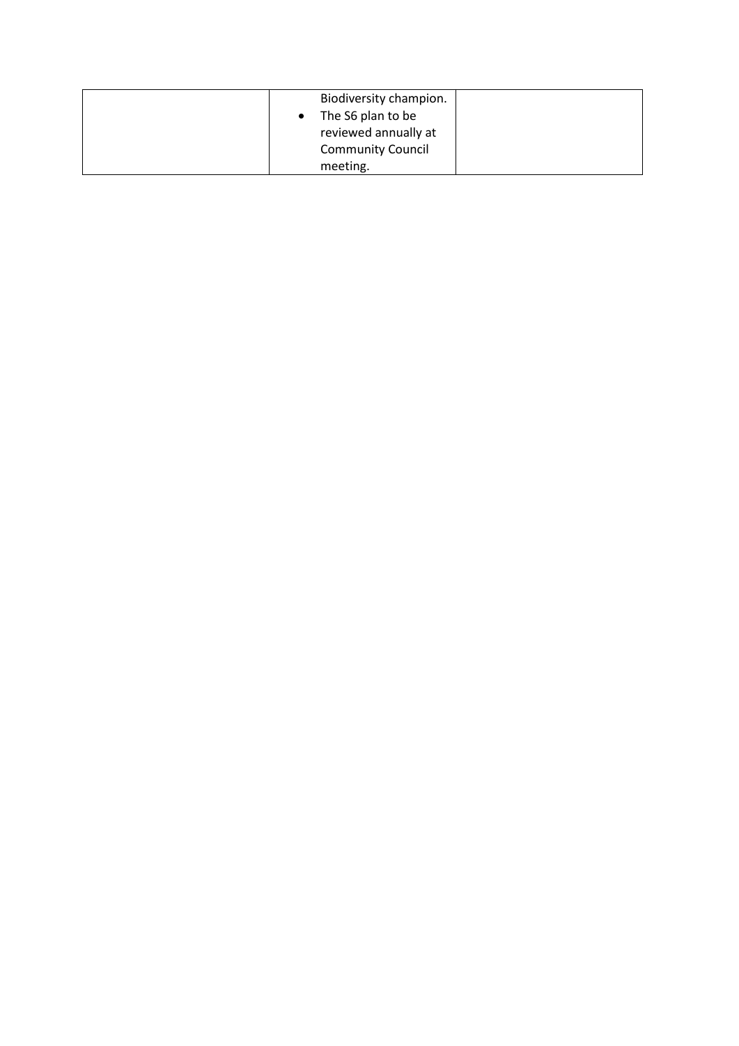| | | |
|---|---|---|
| | Biodiversity champion.<br>• The S6 plan to be reviewed annually at Community Council meeting. | |